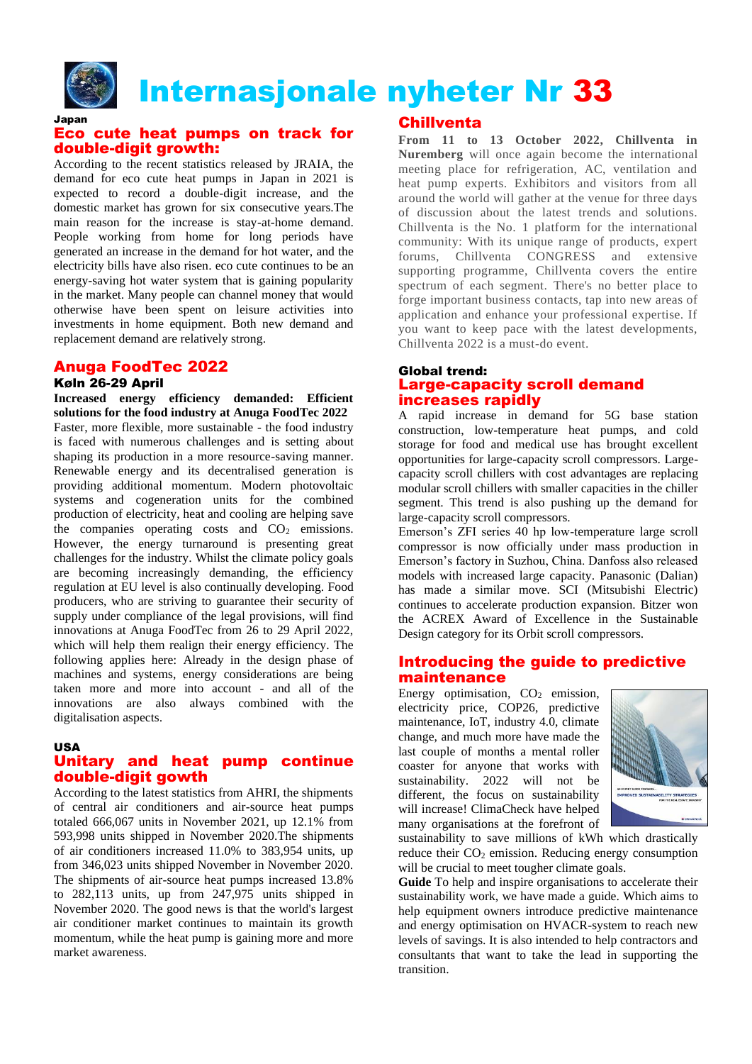# Internasjonale nyheter Nr 33

**Japan**

## Eco cute heat pumps on track for double-digit growth:

According to the recent statistics released by JRAIA, the demand for eco cute heat pumps in Japan in 2021 is expected to record a double-digit increase, and the domestic market has grown for six consecutive years.The main reason for the increase is stay-at-home demand. People working from home for long periods have generated an increase in the demand for hot water, and the electricity bills have also risen. eco cute continues to be an energy-saving hot water system that is gaining popularity in the market. Many people can channel money that would otherwise have been spent on leisure activities into investments in home equipment. Both new demand and replacement demand are relatively strong.

## Anuga FoodTec 2022

**Køln 26-29 April**

**Increased energy efficiency demanded: Efficient solutions for the food industry at Anuga FoodTec 2022**

Faster, more flexible, more sustainable - the food industry is faced with numerous challenges and is setting about shaping its production in a more resource-saving manner. Renewable energy and its decentralised generation is providing additional momentum. Modern photovoltaic systems and cogeneration units for the combined production of electricity, heat and cooling are helping save the companies operating costs and $CO_2$ emissions. However, the energy turnaround is presenting great challenges for the industry. Whilst the climate policy goals are becoming increasingly demanding, the efficiency regulation at EU level is also continually developing. Food producers, who are striving to guarantee their security of supply under compliance of the legal provisions, will find innovations at Anuga FoodTec from 26 to 29 April 2022, which will help them realign their energy efficiency. The following applies here: Already in the design phase of machines and systems, energy considerations are being taken more and more into account - and all of the innovations are also always combined with the digitalisation aspects.

**USA**

## Unitary and heat pump continue double-digit gowth

According to the latest statistics from AHRI, the shipments of central air conditioners and air-source heat pumps totaled 666,067 units in November 2021, up 12.1% from 593,998 units shipped in November 2020.The shipments of air conditioners increased 11.0% to 383,954 units, up from 346,023 units shipped November in November 2020. The shipments of air-source heat pumps increased 13.8% to 282,113 units, up from 247,975 units shipped in November 2020. The good news is that the world's largest air conditioner market continues to maintain its growth momentum, while the heat pump is gaining more and more market awareness.

## Chillventa

**From 11 to 13 October 2022, Chillventa in Nuremberg** will once again become the international meeting place for refrigeration, AC, ventilation and heat pump experts. Exhibitors and visitors from all around the world will gather at the venue for three days of discussion about the latest trends and solutions. Chillventa is the No. 1 platform for the international community: With its unique range of products, expert forums, Chillventa CONGRESS and extensive supporting programme, Chillventa covers the entire spectrum of each segment. There's no better place to forge important business contacts, tap into new areas of application and enhance your professional expertise. If you want to keep pace with the latest developments, Chillventa 2022 is a must-do event.

**Global trend:**

## Large-capacity scroll demand increases rapidly

A rapid increase in demand for 5G base station construction, low-temperature heat pumps, and cold storage for food and medical use has brought excellent opportunities for large-capacity scroll compressors. Large-capacity scroll chillers with cost advantages are replacing modular scroll chillers with smaller capacities in the chiller segment. This trend is also pushing up the demand for large-capacity scroll compressors.

Emerson's ZFI series 40 hp low-temperature large scroll compressor is now officially under mass production in Emerson's factory in Suzhou, China. Danfoss also released models with increased large capacity. Panasonic (Dalian) has made a similar move. SCI (Mitsubishi Electric) continues to accelerate production expansion. Bitzer won the ACREX Award of Excellence in the Sustainable Design category for its Orbit scroll compressors.

## Introducing the guide to predictive maintenance

Energy optimisation, $CO_2$ emission, electricity price, COP26, predictive maintenance, IoT, industry 4.0, climate change, and much more have made the last couple of months a mental roller coaster for anyone that works with sustainability. 2022 will not be different, the focus on sustainability will increase! ClimaCheck have helped many organisations at the forefront of sustainability to save millions of kWh which drastically reduce their $CO_2$ emission. Reducing energy consumption will be crucial to meet tougher climate goals.

**Guide** To help and inspire organisations to accelerate their sustainability work, we have made a guide. Which aims to help equipment owners introduce predictive maintenance and energy optimisation on HVACR-system to reach new levels of savings. It is also intended to help contractors and consultants that want to take the lead in supporting the transition.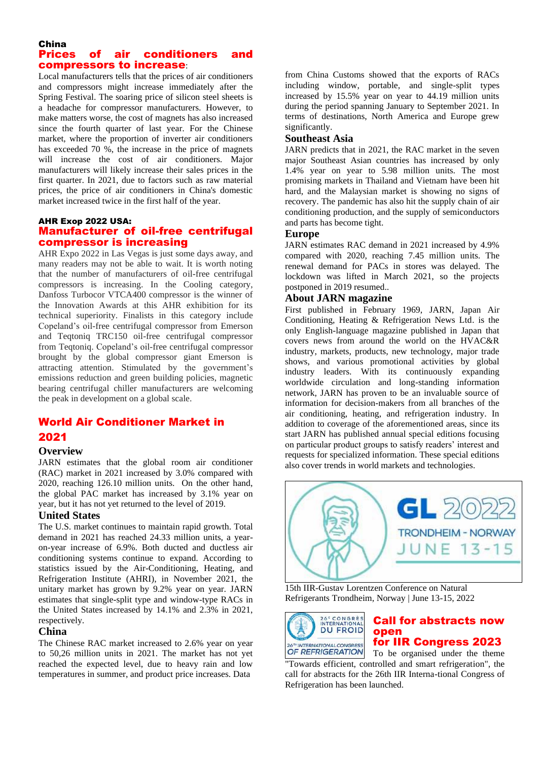**China**

## Prices of air conditioners and compressors to increase:

Local manufacturers tells that the prices of air conditioners and compressors might increase immediately after the Spring Festival. The soaring price of silicon steel sheets is a headache for compressor manufacturers. However, to make matters worse, the cost of magnets has also increased since the fourth quarter of last year. For the Chinese market, where the proportion of inverter air conditioners has exceeded 70 %, the increase in the price of magnets will increase the cost of air conditioners. Major manufacturers will likely increase their sales prices in the first quarter. In 2021, due to factors such as raw material prices, the price of air conditioners in China's domestic market increased twice in the first half of the year.

**AHR Exop 2022 USA:**

## Manufacturer of oil-free centrifugal compressor is increasing

AHR Expo 2022 in Las Vegas is just some days away, and many readers may not be able to wait. It is worth noting that the number of manufacturers of oil-free centrifugal compressors is increasing. In the Cooling category, Danfoss Turbocor VTCA400 compressor is the winner of the Innovation Awards at this AHR exhibition for its technical superiority. Finalists in this category include Copeland's oil-free centrifugal compressor from Emerson and Teqtoniq TRC150 oil-free centrifugal compressor from Teqtoniq. Copeland's oil-free centrifugal compressor brought by the global compressor giant Emerson is attracting attention. Stimulated by the government's emissions reduction and green building policies, magnetic bearing centrifugal chiller manufacturers are welcoming the peak in development on a global scale.

## World Air Conditioner Market in 2021

### Overview

JARN estimates that the global room air conditioner (RAC) market in 2021 increased by 3.0% compared with 2020, reaching 126.10 million units. On the other hand, the global PAC market has increased by 3.1% year on year, but it has not yet returned to the level of 2019.

### United States

The U.S. market continues to maintain rapid growth. Total demand in 2021 has reached 24.33 million units, a year-on-year increase of 6.9%. Both ducted and ductless air conditioning systems continue to expand. According to statistics issued by the Air-Conditioning, Heating, and Refrigeration Institute (AHRI), in November 2021, the unitary market has grown by 9.2% year on year. JARN estimates that single-split type and window-type RACs in the United States increased by 14.1% and 2.3% in 2021, respectively.

### China

The Chinese RAC market increased to 2.6% year on year to 50,26 million units in 2021. The market has not yet reached the expected level, due to heavy rain and low temperatures in summer, and product price increases. Data from China Customs showed that the exports of RACs including window, portable, and single-split types increased by 15.5% year on year to 44.19 million units during the period spanning January to September 2021. In terms of destinations, North America and Europe grew significantly.

### Southeast Asia

JARN predicts that in 2021, the RAC market in the seven major Southeast Asian countries has increased by only 1.4% year on year to 5.98 million units. The most promising markets in Thailand and Vietnam have been hit hard, and the Malaysian market is showing no signs of recovery. The pandemic has also hit the supply chain of air conditioning production, and the supply of semiconductors and parts has become tight.

### Europe

JARN estimates RAC demand in 2021 increased by 4.9% compared with 2020, reaching 7.45 million units. The renewal demand for PACs in stores was delayed. The lockdown was lifted in March 2021, so the projects postponed in 2019 resumed..

### About JARN magazine

First published in February 1969, JARN, Japan Air Conditioning, Heating & Refrigeration News Ltd. is the only English-language magazine published in Japan that covers news from around the world on the HVAC&R industry, markets, products, new technology, major trade shows, and various promotional activities by global industry leaders. With its continuously expanding worldwide circulation and long-standing information network, JARN has proven to be an invaluable source of information for decision-makers from all branches of the air conditioning, heating, and refrigeration industry. In addition to coverage of the aforementioned areas, since its start JARN has published annual special editions focusing on particular product groups to satisfy readers' interest and requests for specialized information. These special editions also cover trends in world markets and technologies.

GL 2022
TRONDHEIM - NORWAY
JUNE 13-15

15th IIR-Gustav Lorentzen Conference on Natural Refrigerants Trondheim, Norway | June 13-15, 2022

26ᴱ CONGRÈS INTERNATIONAL DU FROID
26TH INTERNATIONAL CONGRESS OF REFRIGERATION

## Call for abstracts now open for IIR Congress 2023

To be organised under the theme "Towards efficient, controlled and smart refrigeration", the call for abstracts for the 26th IIR Interna-tional Congress of Refrigeration has been launched.